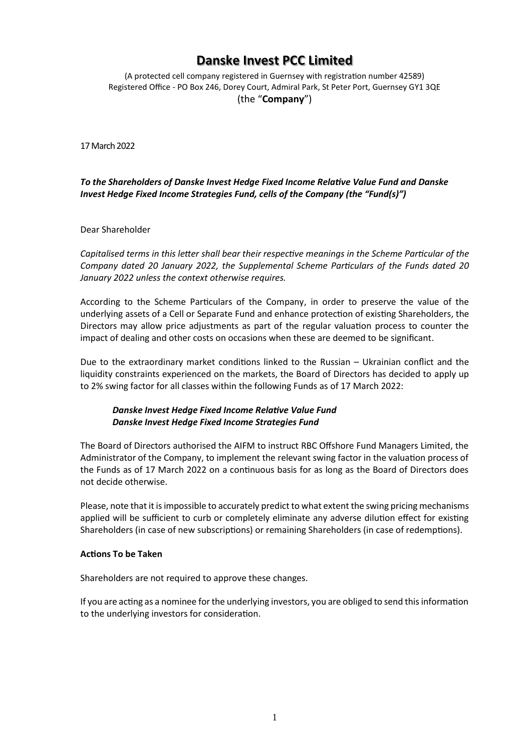# Danske Invest PCC Limited

(A protected cell company registered in Guernsey with registration number 42589)
Registered Office - PO Box 246, Dorey Court, Admiral Park, St Peter Port, Guernsey GY1 3QE
(the "**Company**")

17 March 2022

***To the Shareholders of Danske Invest Hedge Fixed Income Relative Value Fund and Danske Invest Hedge Fixed Income Strategies Fund, cells of the Company (the "Fund(s)")***

Dear Shareholder

*Capitalised terms in this letter shall bear their respective meanings in the Scheme Particular of the Company dated 20 January 2022, the Supplemental Scheme Particulars of the Funds dated 20 January 2022 unless the context otherwise requires.*

According to the Scheme Particulars of the Company, in order to preserve the value of the underlying assets of a Cell or Separate Fund and enhance protection of existing Shareholders, the Directors may allow price adjustments as part of the regular valuation process to counter the impact of dealing and other costs on occasions when these are deemed to be significant.

Due to the extraordinary market conditions linked to the Russian – Ukrainian conflict and the liquidity constraints experienced on the markets, the Board of Directors has decided to apply up to 2% swing factor for all classes within the following Funds as of 17 March 2022:

***Danske Invest Hedge Fixed Income Relative Value Fund***
***Danske Invest Hedge Fixed Income Strategies Fund***

The Board of Directors authorised the AIFM to instruct RBC Offshore Fund Managers Limited, the Administrator of the Company, to implement the relevant swing factor in the valuation process of the Funds as of 17 March 2022 on a continuous basis for as long as the Board of Directors does not decide otherwise.

Please, note that it is impossible to accurately predict to what extent the swing pricing mechanisms applied will be sufficient to curb or completely eliminate any adverse dilution effect for existing Shareholders (in case of new subscriptions) or remaining Shareholders (in case of redemptions).

**Actions To be Taken**

Shareholders are not required to approve these changes.

If you are acting as a nominee for the underlying investors, you are obliged to send this information to the underlying investors for consideration.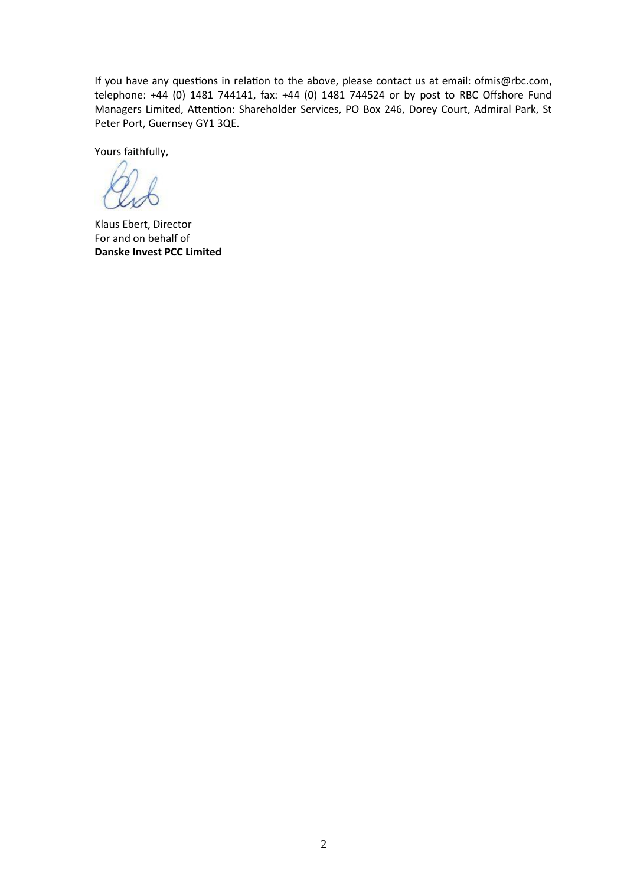If you have any questions in relation to the above, please contact us at email: ofmis@rbc.com, telephone: +44 (0) 1481 744141, fax: +44 (0) 1481 744524 or by post to RBC Offshore Fund Managers Limited, Attention: Shareholder Services, PO Box 246, Dorey Court, Admiral Park, St Peter Port, Guernsey GY1 3QE.

Yours faithfully,

Klaus Ebert, Director
For and on behalf of
**Danske Invest PCC Limited**